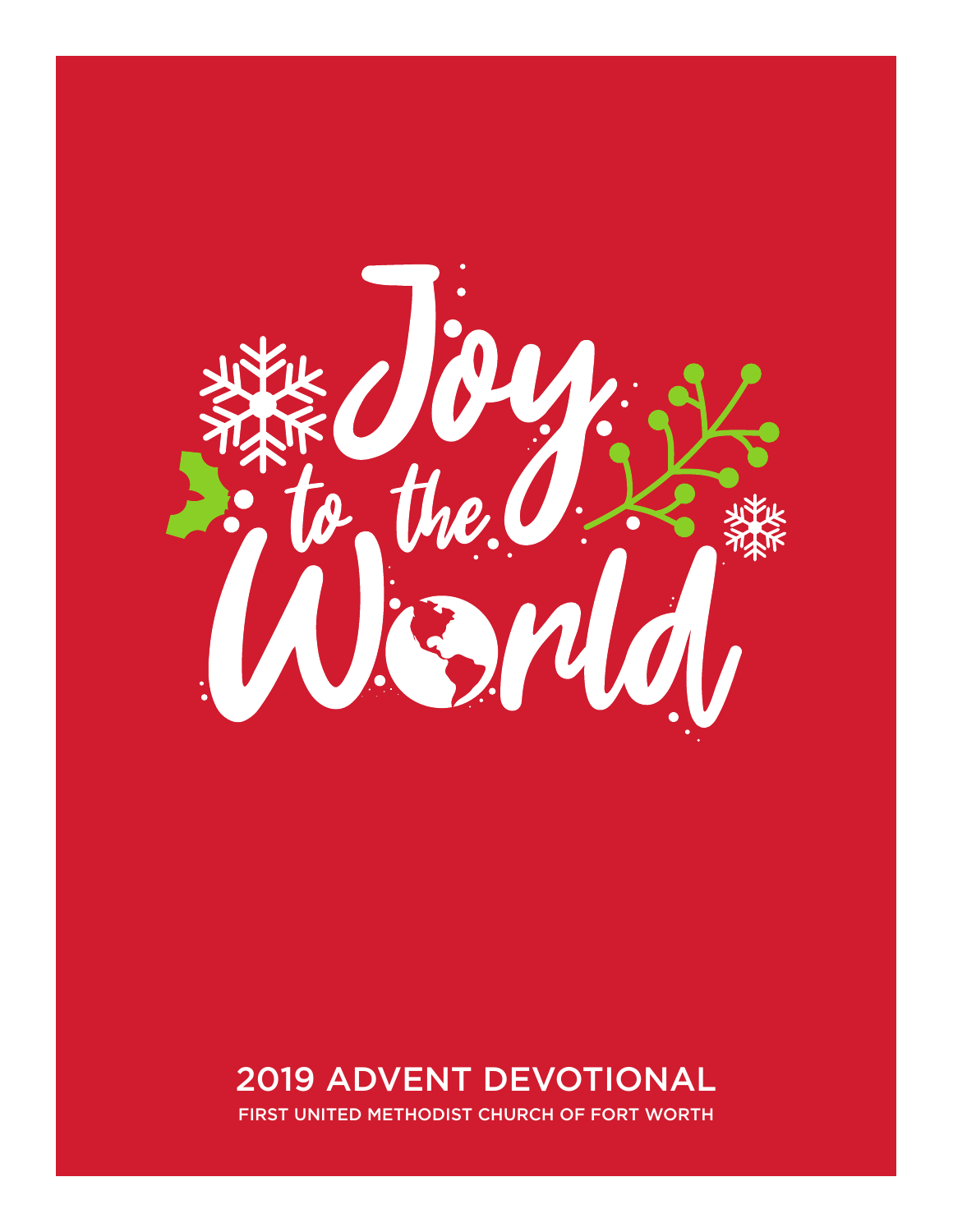# Joy to the World

## 2019 ADVENT DEVOTIONAL

FIRST UNITED METHODIST CHURCH OF FORT WORTH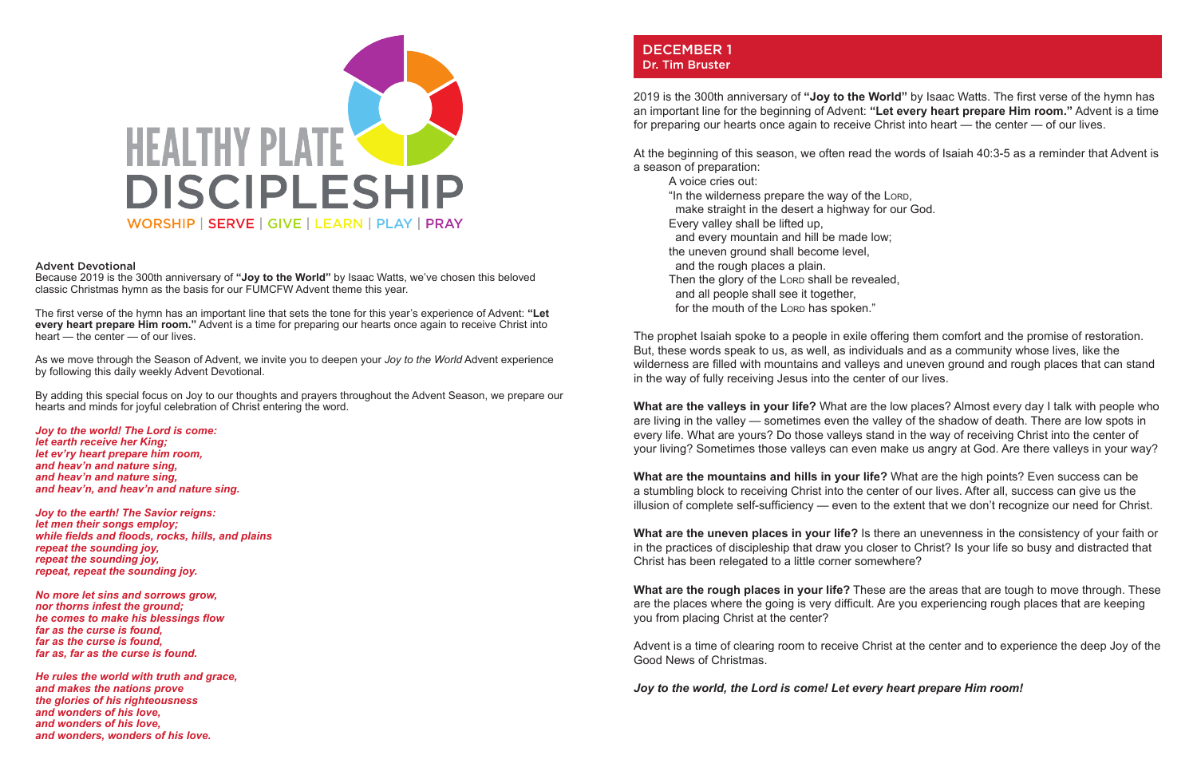# HEALTHY PLATE DISCIPLESHIP

WORSHIP | SERVE | GIVE | LEARN | PLAY | PRAY

## Advent Devotional

Because 2019 is the 300th anniversary of **"Joy to the World"** by Isaac Watts, we've chosen this beloved classic Christmas hymn as the basis for our FUMCFW Advent theme this year.

The first verse of the hymn has an important line that sets the tone for this year's experience of Advent: **"Let every heart prepare Him room."** Advent is a time for preparing our hearts once again to receive Christ into heart — the center — of our lives.

As we move through the Season of Advent, we invite you to deepen your *Joy to the World* Advent experience by following this daily weekly Advent Devotional.

By adding this special focus on Joy to our thoughts and prayers throughout the Advent Season, we prepare our hearts and minds for joyful celebration of Christ entering the word.

***Joy to the world! The Lord is come:***
***let earth receive her King;***
***let ev'ry heart prepare him room,***
***and heav'n and nature sing,***
***and heav'n and nature sing,***
***and heav'n, and heav'n and nature sing.***

***Joy to the earth! The Savior reigns:***
***let men their songs employ;***
***while fields and floods, rocks, hills, and plains***
***repeat the sounding joy,***
***repeat the sounding joy,***
***repeat, repeat the sounding joy.***

***No more let sins and sorrows grow,***
***nor thorns infest the ground;***
***he comes to make his blessings flow***
***far as the curse is found,***
***far as the curse is found,***
***far as, far as the curse is found.***

***He rules the world with truth and grace,***
***and makes the nations prove***
***the glories of his righteousness***
***and wonders of his love,***
***and wonders of his love,***
***and wonders, wonders of his love.***

## DECEMBER 1
### Dr. Tim Bruster

2019 is the 300th anniversary of **"Joy to the World"** by Isaac Watts. The first verse of the hymn has an important line for the beginning of Advent: **"Let every heart prepare Him room."** Advent is a time for preparing our hearts once again to receive Christ into heart — the center — of our lives.

At the beginning of this season, we often read the words of Isaiah 40:3-5 as a reminder that Advent is a season of preparation:

> A voice cries out:
> "In the wilderness prepare the way of the Lord,
> make straight in the desert a highway for our God.
> Every valley shall be lifted up,
> and every mountain and hill be made low;
> the uneven ground shall become level,
> and the rough places a plain.
> Then the glory of the Lord shall be revealed,
> and all people shall see it together,
> for the mouth of the Lord has spoken."

The prophet Isaiah spoke to a people in exile offering them comfort and the promise of restoration. But, these words speak to us, as well, as individuals and as a community whose lives, like the wilderness are filled with mountains and valleys and uneven ground and rough places that can stand in the way of fully receiving Jesus into the center of our lives.

**What are the valleys in your life?** What are the low places? Almost every day I talk with people who are living in the valley — sometimes even the valley of the shadow of death. There are low spots in every life. What are yours? Do those valleys stand in the way of receiving Christ into the center of your living? Sometimes those valleys can even make us angry at God. Are there valleys in your way?

**What are the mountains and hills in your life?** What are the high points? Even success can be a stumbling block to receiving Christ into the center of our lives. After all, success can give us the illusion of complete self-sufficiency — even to the extent that we don't recognize our need for Christ.

**What are the uneven places in your life?** Is there an unevenness in the consistency of your faith or in the practices of discipleship that draw you closer to Christ? Is your life so busy and distracted that Christ has been relegated to a little corner somewhere?

**What are the rough places in your life?** These are the areas that are tough to move through. These are the places where the going is very difficult. Are you experiencing rough places that are keeping you from placing Christ at the center?

Advent is a time of clearing room to receive Christ at the center and to experience the deep Joy of the Good News of Christmas.

***Joy to the world, the Lord is come! Let every heart prepare Him room!***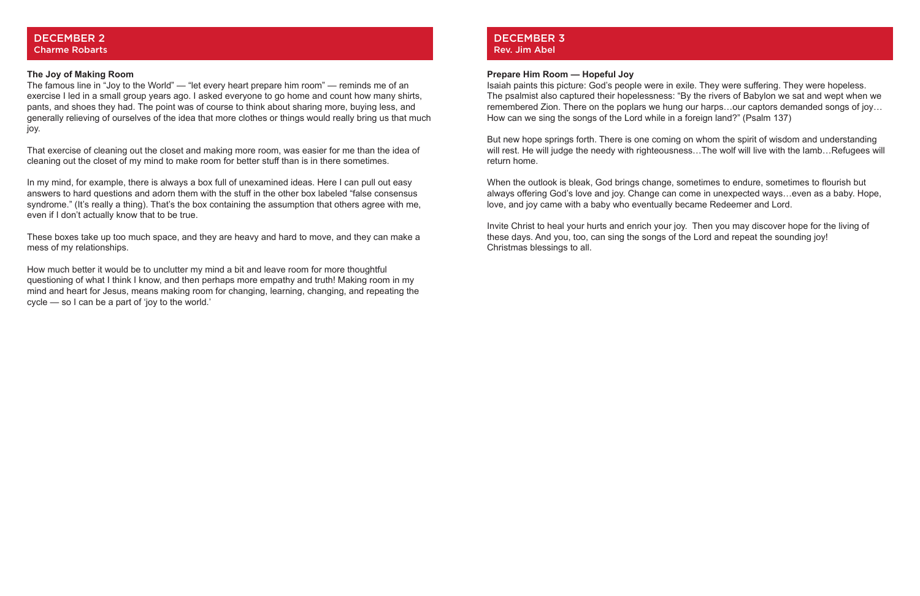## DECEMBER 2

Charme Robarts

**The Joy of Making Room**

The famous line in "Joy to the World" — "let every heart prepare him room" — reminds me of an exercise I led in a small group years ago. I asked everyone to go home and count how many shirts, pants, and shoes they had. The point was of course to think about sharing more, buying less, and generally relieving of ourselves of the idea that more clothes or things would really bring us that much joy.

That exercise of cleaning out the closet and making more room, was easier for me than the idea of cleaning out the closet of my mind to make room for better stuff than is in there sometimes.

In my mind, for example, there is always a box full of unexamined ideas. Here I can pull out easy answers to hard questions and adorn them with the stuff in the other box labeled "false consensus syndrome." (It's really a thing). That's the box containing the assumption that others agree with me, even if I don't actually know that to be true.

These boxes take up too much space, and they are heavy and hard to move, and they can make a mess of my relationships.

How much better it would be to unclutter my mind a bit and leave room for more thoughtful questioning of what I think I know, and then perhaps more empathy and truth! Making room in my mind and heart for Jesus, means making room for changing, learning, changing, and repeating the cycle — so I can be a part of 'joy to the world.'

## DECEMBER 3

Rev. Jim Abel

**Prepare Him Room — Hopeful Joy**

Isaiah paints this picture: God's people were in exile. They were suffering. They were hopeless. The psalmist also captured their hopelessness: "By the rivers of Babylon we sat and wept when we remembered Zion. There on the poplars we hung our harps…our captors demanded songs of joy… How can we sing the songs of the Lord while in a foreign land?" (Psalm 137)

But new hope springs forth. There is one coming on whom the spirit of wisdom and understanding will rest. He will judge the needy with righteousness…The wolf will live with the lamb…Refugees will return home.

When the outlook is bleak, God brings change, sometimes to endure, sometimes to flourish but always offering God's love and joy. Change can come in unexpected ways…even as a baby. Hope, love, and joy came with a baby who eventually became Redeemer and Lord.

Invite Christ to heal your hurts and enrich your joy. Then you may discover hope for the living of these days. And you, too, can sing the songs of the Lord and repeat the sounding joy!
Christmas blessings to all.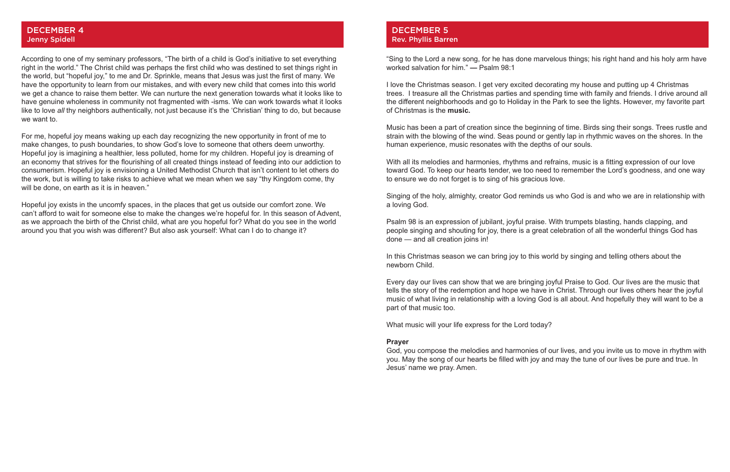## DECEMBER 4

### Jenny Spidell

According to one of my seminary professors, "The birth of a child is God's initiative to set everything right in the world." The Christ child was perhaps the first child who was destined to set things right in the world, but "hopeful joy," to me and Dr. Sprinkle, means that Jesus was just the first of many. We have the opportunity to learn from our mistakes, and with every new child that comes into this world we get a chance to raise them better. We can nurture the next generation towards what it looks like to have genuine wholeness in community not fragmented with -isms. We can work towards what it looks like to love *all* thy neighbors authentically, not just because it's the 'Christian' thing to do, but because we want to.

For me, hopeful joy means waking up each day recognizing the new opportunity in front of me to make changes, to push boundaries, to show God's love to someone that others deem unworthy. Hopeful joy is imagining a healthier, less polluted, home for my children. Hopeful joy is dreaming of an economy that strives for the flourishing of all created things instead of feeding into our addiction to consumerism. Hopeful joy is envisioning a United Methodist Church that isn't content to let others do the work, but is willing to take risks to achieve what we mean when we say "thy Kingdom come, thy will be done, on earth as it is in heaven."

Hopeful joy exists in the uncomfy spaces, in the places that get us outside our comfort zone. We can't afford to wait for someone else to make the changes we're hopeful for. In this season of Advent, as we approach the birth of the Christ child, what are you hopeful for? What do you see in the world around you that you wish was different? But also ask yourself: What can I do to change it?

## DECEMBER 5

### Rev. Phyllis Barren

"Sing to the Lord a new song, for he has done marvelous things; his right hand and his holy arm have worked salvation for him." — Psalm 98:1

I love the Christmas season. I get very excited decorating my house and putting up 4 Christmas trees. I treasure all the Christmas parties and spending time with family and friends. I drive around all the different neighborhoods and go to Holiday in the Park to see the lights. However, my favorite part of Christmas is the **music.**

Music has been a part of creation since the beginning of time. Birds sing their songs. Trees rustle and strain with the blowing of the wind. Seas pound or gently lap in rhythmic waves on the shores. In the human experience, music resonates with the depths of our souls.

With all its melodies and harmonies, rhythms and refrains, music is a fitting expression of our love toward God. To keep our hearts tender, we too need to remember the Lord's goodness, and one way to ensure we do not forget is to sing of his gracious love.

Singing of the holy, almighty, creator God reminds us who God is and who we are in relationship with a loving God.

Psalm 98 is an expression of jubilant, joyful praise. With trumpets blasting, hands clapping, and people singing and shouting for joy, there is a great celebration of all the wonderful things God has done — and all creation joins in!

In this Christmas season we can bring joy to this world by singing and telling others about the newborn Child.

Every day our lives can show that we are bringing joyful Praise to God. Our lives are the music that tells the story of the redemption and hope we have in Christ. Through our lives others hear the joyful music of what living in relationship with a loving God is all about. And hopefully they will want to be a part of that music too.

What music will your life express for the Lord today?

**Prayer**

God, you compose the melodies and harmonies of our lives, and you invite us to move in rhythm with you. May the song of our hearts be filled with joy and may the tune of our lives be pure and true. In Jesus' name we pray. Amen.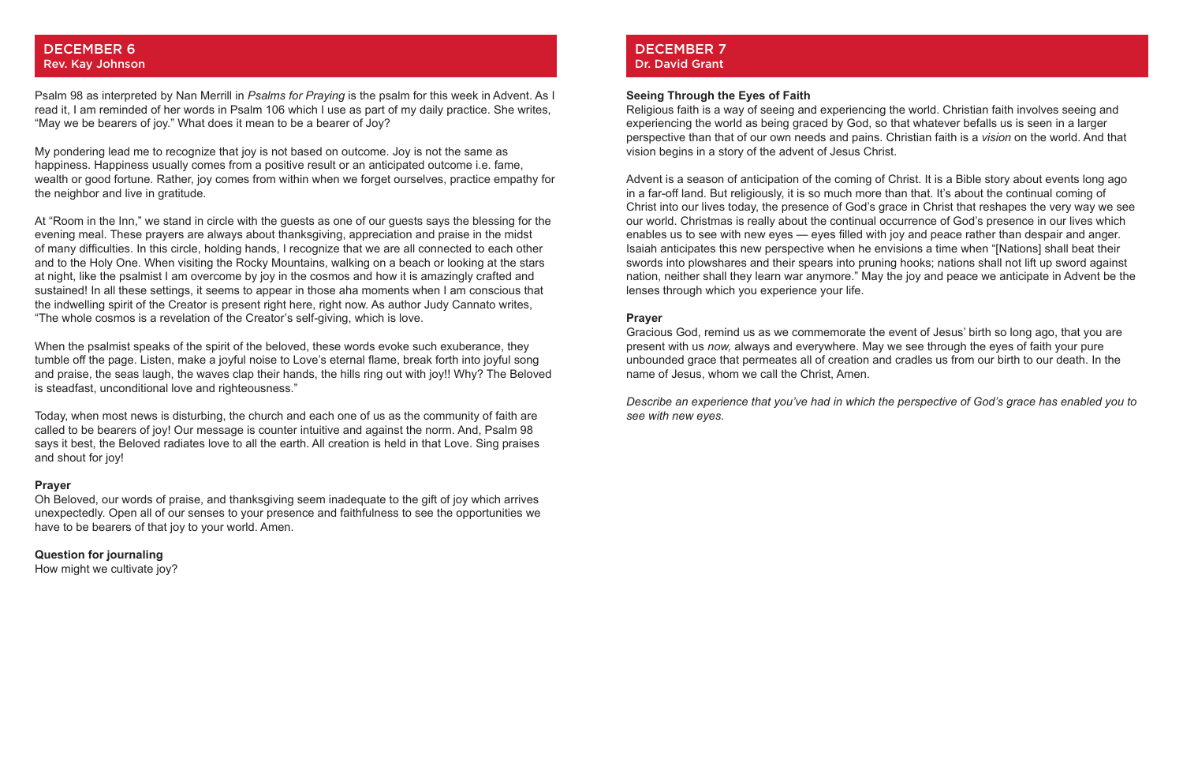## DECEMBER 6

### Rev. Kay Johnson

Psalm 98 as interpreted by Nan Merrill in *Psalms for Praying* is the psalm for this week in Advent. As I read it, I am reminded of her words in Psalm 106 which I use as part of my daily practice. She writes, "May we be bearers of joy." What does it mean to be a bearer of Joy?

My pondering lead me to recognize that joy is not based on outcome. Joy is not the same as happiness. Happiness usually comes from a positive result or an anticipated outcome i.e. fame, wealth or good fortune. Rather, joy comes from within when we forget ourselves, practice empathy for the neighbor and live in gratitude.

At "Room in the Inn," we stand in circle with the guests as one of our guests says the blessing for the evening meal. These prayers are always about thanksgiving, appreciation and praise in the midst of many difficulties. In this circle, holding hands, I recognize that we are all connected to each other and to the Holy One. When visiting the Rocky Mountains, walking on a beach or looking at the stars at night, like the psalmist I am overcome by joy in the cosmos and how it is amazingly crafted and sustained! In all these settings, it seems to appear in those aha moments when I am conscious that the indwelling spirit of the Creator is present right here, right now. As author Judy Cannato writes, "The whole cosmos is a revelation of the Creator's self-giving, which is love.

When the psalmist speaks of the spirit of the beloved, these words evoke such exuberance, they tumble off the page. Listen, make a joyful noise to Love's eternal flame, break forth into joyful song and praise, the seas laugh, the waves clap their hands, the hills ring out with joy!! Why? The Beloved is steadfast, unconditional love and righteousness."

Today, when most news is disturbing, the church and each one of us as the community of faith are called to be bearers of joy! Our message is counter intuitive and against the norm. And, Psalm 98 says it best, the Beloved radiates love to all the earth. All creation is held in that Love. Sing praises and shout for joy!

**Prayer**

Oh Beloved, our words of praise, and thanksgiving seem inadequate to the gift of joy which arrives unexpectedly. Open all of our senses to your presence and faithfulness to see the opportunities we have to be bearers of that joy to your world. Amen.

**Question for journaling**

How might we cultivate joy?

## DECEMBER 7

### Dr. David Grant

**Seeing Through the Eyes of Faith**

Religious faith is a way of seeing and experiencing the world. Christian faith involves seeing and experiencing the world as being graced by God, so that whatever befalls us is seen in a larger perspective than that of our own needs and pains. Christian faith is a *vision* on the world. And that vision begins in a story of the advent of Jesus Christ.

Advent is a season of anticipation of the coming of Christ. It is a Bible story about events long ago in a far-off land. But religiously, it is so much more than that. It's about the continual coming of Christ into our lives today, the presence of God's grace in Christ that reshapes the very way we see our world. Christmas is really about the continual occurrence of God's presence in our lives which enables us to see with new eyes — eyes filled with joy and peace rather than despair and anger. Isaiah anticipates this new perspective when he envisions a time when "[Nations] shall beat their swords into plowshares and their spears into pruning hooks; nations shall not lift up sword against nation, neither shall they learn war anymore." May the joy and peace we anticipate in Advent be the lenses through which you experience your life.

**Prayer**

Gracious God, remind us as we commemorate the event of Jesus' birth so long ago, that you are present with us *now,* always and everywhere. May we see through the eyes of faith your pure unbounded grace that permeates all of creation and cradles us from our birth to our death. In the name of Jesus, whom we call the Christ, Amen.

*Describe an experience that you've had in which the perspective of God's grace has enabled you to see with new eyes.*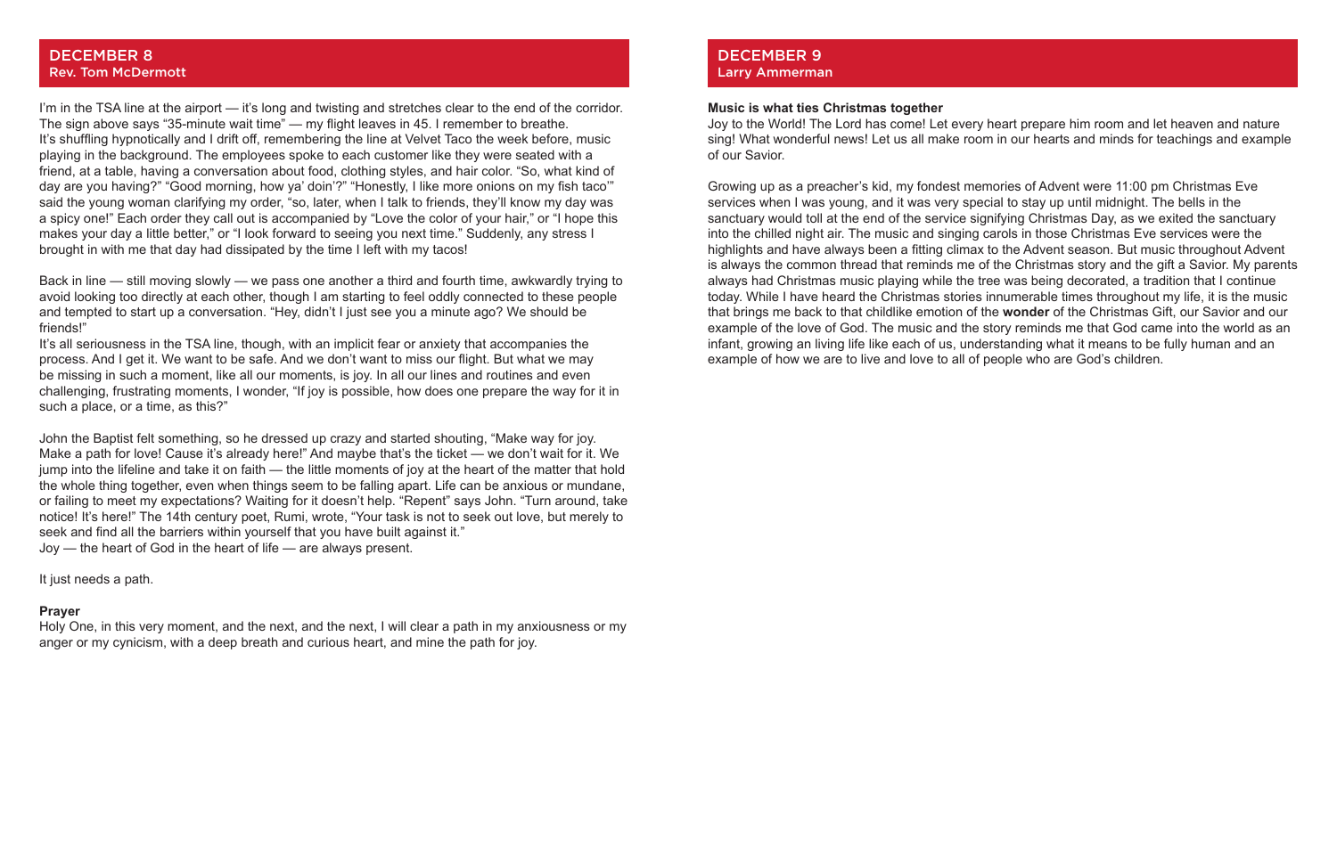## DECEMBER 8
### Rev. Tom McDermott

I'm in the TSA line at the airport — it's long and twisting and stretches clear to the end of the corridor. The sign above says "35-minute wait time" — my flight leaves in 45. I remember to breathe.
It's shuffling hypnotically and I drift off, remembering the line at Velvet Taco the week before, music playing in the background. The employees spoke to each customer like they were seated with a friend, at a table, having a conversation about food, clothing styles, and hair color. "So, what kind of day are you having?" "Good morning, how ya' doin'?" "Honestly, I like more onions on my fish taco'" said the young woman clarifying my order, "so, later, when I talk to friends, they'll know my day was a spicy one!" Each order they call out is accompanied by "Love the color of your hair," or "I hope this makes your day a little better," or "I look forward to seeing you next time." Suddenly, any stress I brought in with me that day had dissipated by the time I left with my tacos!

Back in line — still moving slowly — we pass one another a third and fourth time, awkwardly trying to avoid looking too directly at each other, though I am starting to feel oddly connected to these people and tempted to start up a conversation. "Hey, didn't I just see you a minute ago? We should be friends!"
It's all seriousness in the TSA line, though, with an implicit fear or anxiety that accompanies the process. And I get it. We want to be safe. And we don't want to miss our flight. But what we may be missing in such a moment, like all our moments, is joy. In all our lines and routines and even challenging, frustrating moments, I wonder, "If joy is possible, how does one prepare the way for it in such a place, or a time, as this?"

John the Baptist felt something, so he dressed up crazy and started shouting, "Make way for joy. Make a path for love! Cause it's already here!" And maybe that's the ticket — we don't wait for it. We jump into the lifeline and take it on faith — the little moments of joy at the heart of the matter that hold the whole thing together, even when things seem to be falling apart. Life can be anxious or mundane, or failing to meet my expectations? Waiting for it doesn't help. "Repent" says John. "Turn around, take notice! It's here!" The 14th century poet, Rumi, wrote, "Your task is not to seek out love, but merely to seek and find all the barriers within yourself that you have built against it."
Joy — the heart of God in the heart of life — are always present.

It just needs a path.

**Prayer**
Holy One, in this very moment, and the next, and the next, I will clear a path in my anxiousness or my anger or my cynicism, with a deep breath and curious heart, and mine the path for joy.

## DECEMBER 9
### Larry Ammerman

**Music is what ties Christmas together**
Joy to the World! The Lord has come! Let every heart prepare him room and let heaven and nature sing! What wonderful news! Let us all make room in our hearts and minds for teachings and example of our Savior.

Growing up as a preacher's kid, my fondest memories of Advent were 11:00 pm Christmas Eve services when I was young, and it was very special to stay up until midnight. The bells in the sanctuary would toll at the end of the service signifying Christmas Day, as we exited the sanctuary into the chilled night air. The music and singing carols in those Christmas Eve services were the highlights and have always been a fitting climax to the Advent season. But music throughout Advent is always the common thread that reminds me of the Christmas story and the gift a Savior. My parents always had Christmas music playing while the tree was being decorated, a tradition that I continue today. While I have heard the Christmas stories innumerable times throughout my life, it is the music that brings me back to that childlike emotion of the **wonder** of the Christmas Gift, our Savior and our example of the love of God. The music and the story reminds me that God came into the world as an infant, growing an living life like each of us, understanding what it means to be fully human and an example of how we are to live and love to all of people who are God's children.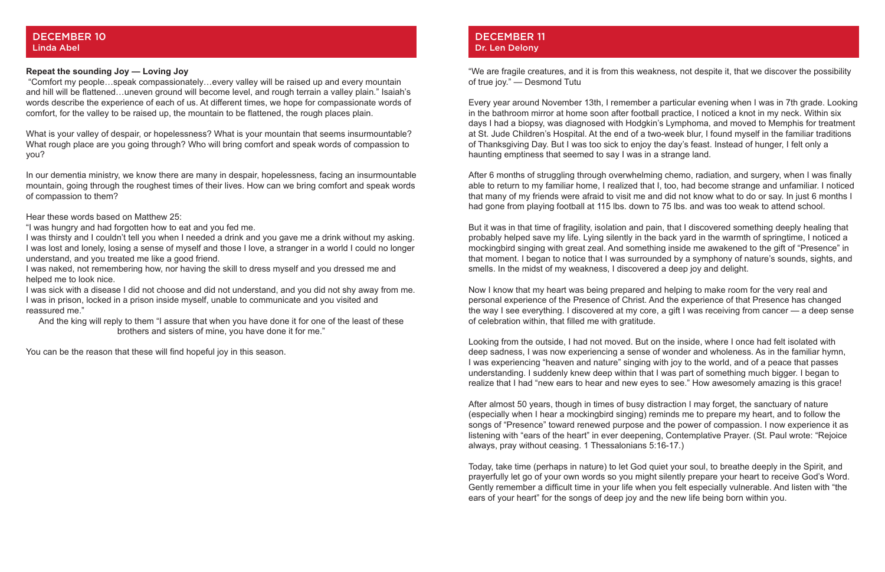## DECEMBER 10
Linda Abel

**Repeat the sounding Joy — Loving Joy**

"Comfort my people…speak compassionately…every valley will be raised up and every mountain and hill will be flattened…uneven ground will become level, and rough terrain a valley plain." Isaiah's words describe the experience of each of us. At different times, we hope for compassionate words of comfort, for the valley to be raised up, the mountain to be flattened, the rough places plain.

What is your valley of despair, or hopelessness? What is your mountain that seems insurmountable? What rough place are you going through? Who will bring comfort and speak words of compassion to you?

In our dementia ministry, we know there are many in despair, hopelessness, facing an insurmountable mountain, going through the roughest times of their lives. How can we bring comfort and speak words of compassion to them?

Hear these words based on Matthew 25:

"I was hungry and had forgotten how to eat and you fed me.
I was thirsty and I couldn't tell you when I needed a drink and you gave me a drink without my asking.
I was lost and lonely, losing a sense of myself and those I love, a stranger in a world I could no longer understand, and you treated me like a good friend.
I was naked, not remembering how, nor having the skill to dress myself and you dressed me and helped me to look nice.
I was sick with a disease I did not choose and did not understand, and you did not shy away from me.
I was in prison, locked in a prison inside myself, unable to communicate and you visited and reassured me."

And the king will reply to them "I assure that when you have done it for one of the least of these brothers and sisters of mine, you have done it for me."

You can be the reason that these will find hopeful joy in this season.

## DECEMBER 11
Dr. Len Delony

"We are fragile creatures, and it is from this weakness, not despite it, that we discover the possibility of true joy." — Desmond Tutu

Every year around November 13th, I remember a particular evening when I was in 7th grade. Looking in the bathroom mirror at home soon after football practice, I noticed a knot in my neck. Within six days I had a biopsy, was diagnosed with Hodgkin's Lymphoma, and moved to Memphis for treatment at St. Jude Children's Hospital. At the end of a two-week blur, I found myself in the familiar traditions of Thanksgiving Day. But I was too sick to enjoy the day's feast. Instead of hunger, I felt only a haunting emptiness that seemed to say I was in a strange land.

After 6 months of struggling through overwhelming chemo, radiation, and surgery, when I was finally able to return to my familiar home, I realized that I, too, had become strange and unfamiliar. I noticed that many of my friends were afraid to visit me and did not know what to do or say. In just 6 months I had gone from playing football at 115 lbs. down to 75 lbs. and was too weak to attend school.

But it was in that time of fragility, isolation and pain, that I discovered something deeply healing that probably helped save my life. Lying silently in the back yard in the warmth of springtime, I noticed a mockingbird singing with great zeal. And something inside me awakened to the gift of "Presence" in that moment. I began to notice that I was surrounded by a symphony of nature's sounds, sights, and smells. In the midst of my weakness, I discovered a deep joy and delight.

Now I know that my heart was being prepared and helping to make room for the very real and personal experience of the Presence of Christ. And the experience of that Presence has changed the way I see everything. I discovered at my core, a gift I was receiving from cancer — a deep sense of celebration within, that filled me with gratitude.

Looking from the outside, I had not moved. But on the inside, where I once had felt isolated with deep sadness, I was now experiencing a sense of wonder and wholeness. As in the familiar hymn, I was experiencing "heaven and nature" singing with joy to the world, and of a peace that passes understanding. I suddenly knew deep within that I was part of something much bigger. I began to realize that I had "new ears to hear and new eyes to see." How awesomely amazing is this grace!

After almost 50 years, though in times of busy distraction I may forget, the sanctuary of nature (especially when I hear a mockingbird singing) reminds me to prepare my heart, and to follow the songs of "Presence" toward renewed purpose and the power of compassion. I now experience it as listening with "ears of the heart" in ever deepening, Contemplative Prayer. (St. Paul wrote: "Rejoice always, pray without ceasing. 1 Thessalonians 5:16-17.)

Today, take time (perhaps in nature) to let God quiet your soul, to breathe deeply in the Spirit, and prayerfully let go of your own words so you might silently prepare your heart to receive God's Word. Gently remember a difficult time in your life when you felt especially vulnerable. And listen with "the ears of your heart" for the songs of deep joy and the new life being born within you.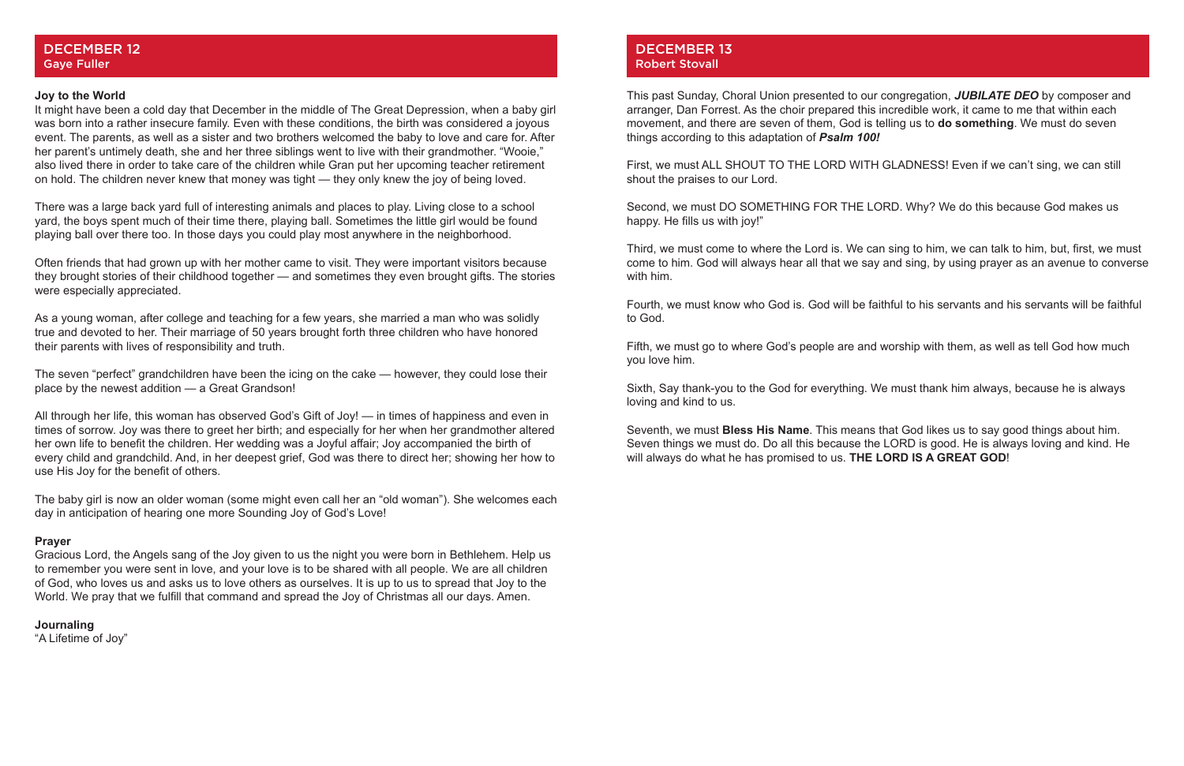## DECEMBER 12
### Gaye Fuller

**Joy to the World**

It might have been a cold day that December in the middle of The Great Depression, when a baby girl was born into a rather insecure family. Even with these conditions, the birth was considered a joyous event. The parents, as well as a sister and two brothers welcomed the baby to love and care for. After her parent's untimely death, she and her three siblings went to live with their grandmother. "Wooie," also lived there in order to take care of the children while Gran put her upcoming teacher retirement on hold. The children never knew that money was tight — they only knew the joy of being loved.

There was a large back yard full of interesting animals and places to play. Living close to a school yard, the boys spent much of their time there, playing ball. Sometimes the little girl would be found playing ball over there too. In those days you could play most anywhere in the neighborhood.

Often friends that had grown up with her mother came to visit. They were important visitors because they brought stories of their childhood together — and sometimes they even brought gifts. The stories were especially appreciated.

As a young woman, after college and teaching for a few years, she married a man who was solidly true and devoted to her. Their marriage of 50 years brought forth three children who have honored their parents with lives of responsibility and truth.

The seven "perfect" grandchildren have been the icing on the cake — however, they could lose their place by the newest addition — a Great Grandson!

All through her life, this woman has observed God's Gift of Joy! — in times of happiness and even in times of sorrow. Joy was there to greet her birth; and especially for her when her grandmother altered her own life to benefit the children. Her wedding was a Joyful affair; Joy accompanied the birth of every child and grandchild. And, in her deepest grief, God was there to direct her; showing her how to use His Joy for the benefit of others.

The baby girl is now an older woman (some might even call her an "old woman"). She welcomes each day in anticipation of hearing one more Sounding Joy of God's Love!

**Prayer**

Gracious Lord, the Angels sang of the Joy given to us the night you were born in Bethlehem. Help us to remember you were sent in love, and your love is to be shared with all people. We are all children of God, who loves us and asks us to love others as ourselves. It is up to us to spread that Joy to the World. We pray that we fulfill that command and spread the Joy of Christmas all our days. Amen.

**Journaling**

"A Lifetime of Joy"

## DECEMBER 13
### Robert Stovall

This past Sunday, Choral Union presented to our congregation, ***JUBILATE DEO*** by composer and arranger, Dan Forrest. As the choir prepared this incredible work, it came to me that within each movement, and there are seven of them, God is telling us to **do something**. We must do seven things according to this adaptation of ***Psalm 100!***

First, we must ALL SHOUT TO THE LORD WITH GLADNESS! Even if we can't sing, we can still shout the praises to our Lord.

Second, we must DO SOMETHING FOR THE LORD. Why? We do this because God makes us happy. He fills us with joy!"

Third, we must come to where the Lord is. We can sing to him, we can talk to him, but, first, we must come to him. God will always hear all that we say and sing, by using prayer as an avenue to converse with him.

Fourth, we must know who God is. God will be faithful to his servants and his servants will be faithful to God.

Fifth, we must go to where God's people are and worship with them, as well as tell God how much you love him.

Sixth, Say thank-you to the God for everything. We must thank him always, because he is always loving and kind to us.

Seventh, we must **Bless His Name**. This means that God likes us to say good things about him. Seven things we must do. Do all this because the LORD is good. He is always loving and kind. He will always do what he has promised to us. **THE LORD IS A GREAT GOD**!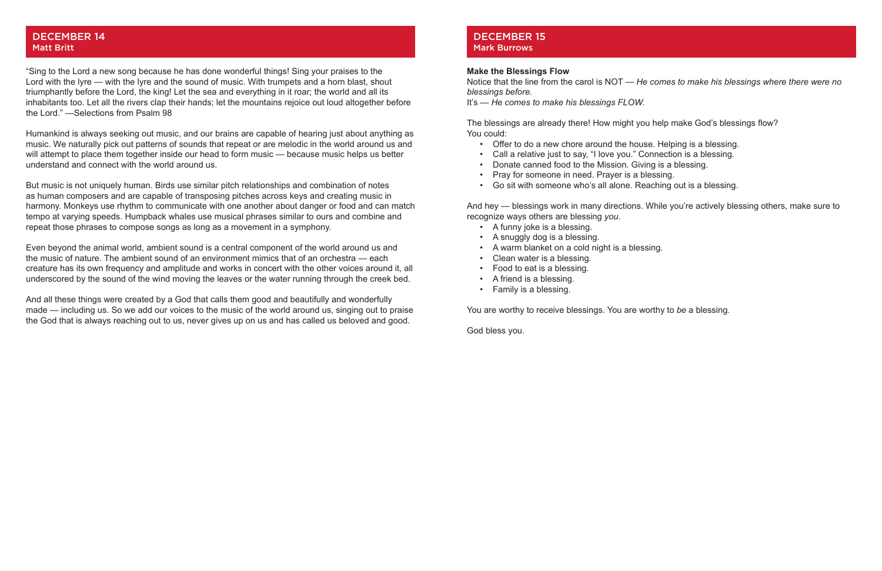## DECEMBER 14
### Matt Britt

"Sing to the Lord a new song because he has done wonderful things! Sing your praises to the Lord with the lyre — with the lyre and the sound of music. With trumpets and a horn blast, shout triumphantly before the Lord, the king! Let the sea and everything in it roar; the world and all its inhabitants too. Let all the rivers clap their hands; let the mountains rejoice out loud altogether before the Lord." —Selections from Psalm 98

Humankind is always seeking out music, and our brains are capable of hearing just about anything as music. We naturally pick out patterns of sounds that repeat or are melodic in the world around us and will attempt to place them together inside our head to form music — because music helps us better understand and connect with the world around us.

But music is not uniquely human. Birds use similar pitch relationships and combination of notes as human composers and are capable of transposing pitches across keys and creating music in harmony. Monkeys use rhythm to communicate with one another about danger or food and can match tempo at varying speeds. Humpback whales use musical phrases similar to ours and combine and repeat those phrases to compose songs as long as a movement in a symphony.

Even beyond the animal world, ambient sound is a central component of the world around us and the music of nature. The ambient sound of an environment mimics that of an orchestra — each creature has its own frequency and amplitude and works in concert with the other voices around it, all underscored by the sound of the wind moving the leaves or the water running through the creek bed.

And all these things were created by a God that calls them good and beautifully and wonderfully made — including us. So we add our voices to the music of the world around us, singing out to praise the God that is always reaching out to us, never gives up on us and has called us beloved and good.

## DECEMBER 15
### Mark Burrows

**Make the Blessings Flow**

Notice that the line from the carol is NOT — *He comes to make his blessings where there were no blessings before.*
It's — *He comes to make his blessings FLOW.*

The blessings are already there! How might you help make God's blessings flow?
You could:

- Offer to do a new chore around the house. Helping is a blessing.
- Call a relative just to say, "I love you." Connection is a blessing.
- Donate canned food to the Mission. Giving is a blessing.
- Pray for someone in need. Prayer is a blessing.
- Go sit with someone who's all alone. Reaching out is a blessing.

And hey — blessings work in many directions. While you're actively blessing others, make sure to recognize ways others are blessing *you*.

- A funny joke is a blessing.
- A snuggly dog is a blessing.
- A warm blanket on a cold night is a blessing.
- Clean water is a blessing.
- Food to eat is a blessing.
- A friend is a blessing.
- Family is a blessing.

You are worthy to receive blessings. You are worthy to *be* a blessing.

God bless you.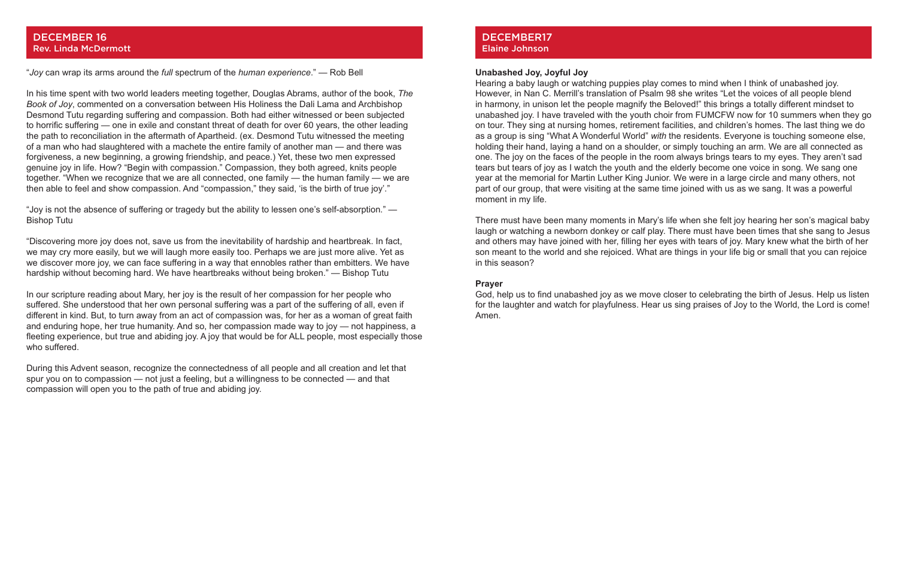## DECEMBER 16
### Rev. Linda McDermott

"*Joy* can wrap its arms around the *full* spectrum of the *human experience*." — Rob Bell

In his time spent with two world leaders meeting together, Douglas Abrams, author of the book, *The Book of Joy*, commented on a conversation between His Holiness the Dali Lama and Archbishop Desmond Tutu regarding suffering and compassion. Both had either witnessed or been subjected to horrific suffering — one in exile and constant threat of death for over 60 years, the other leading the path to reconciliation in the aftermath of Apartheid. (ex. Desmond Tutu witnessed the meeting of a man who had slaughtered with a machete the entire family of another man — and there was forgiveness, a new beginning, a growing friendship, and peace.) Yet, these two men expressed genuine joy in life. How? "Begin with compassion." Compassion, they both agreed, knits people together. "When we recognize that we are all connected, one family — the human family — we are then able to feel and show compassion. And "compassion," they said, 'is the birth of true joy'."

"Joy is not the absence of suffering or tragedy but the ability to lessen one's self-absorption." — Bishop Tutu

"Discovering more joy does not, save us from the inevitability of hardship and heartbreak. In fact, we may cry more easily, but we will laugh more easily too. Perhaps we are just more alive. Yet as we discover more joy, we can face suffering in a way that ennobles rather than embitters. We have hardship without becoming hard. We have heartbreaks without being broken." — Bishop Tutu

In our scripture reading about Mary, her joy is the result of her compassion for her people who suffered. She understood that her own personal suffering was a part of the suffering of all, even if different in kind. But, to turn away from an act of compassion was, for her as a woman of great faith and enduring hope, her true humanity. And so, her compassion made way to joy — not happiness, a fleeting experience, but true and abiding joy. A joy that would be for ALL people, most especially those who suffered.

During this Advent season, recognize the connectedness of all people and all creation and let that spur you on to compassion — not just a feeling, but a willingness to be connected — and that compassion will open you to the path of true and abiding joy.

## DECEMBER17
### Elaine Johnson

**Unabashed Joy, Joyful Joy**

Hearing a baby laugh or watching puppies play comes to mind when I think of unabashed joy. However, in Nan C. Merrill's translation of Psalm 98 she writes "Let the voices of all people blend in harmony, in unison let the people magnify the Beloved!" this brings a totally different mindset to unabashed joy. I have traveled with the youth choir from FUMCFW now for 10 summers when they go on tour. They sing at nursing homes, retirement facilities, and children's homes. The last thing we do as a group is sing "What A Wonderful World" *with* the residents. Everyone is touching someone else, holding their hand, laying a hand on a shoulder, or simply touching an arm. We are all connected as one. The joy on the faces of the people in the room always brings tears to my eyes. They aren't sad tears but tears of joy as I watch the youth and the elderly become one voice in song. We sang one year at the memorial for Martin Luther King Junior. We were in a large circle and many others, not part of our group, that were visiting at the same time joined with us as we sang. It was a powerful moment in my life.

There must have been many moments in Mary's life when she felt joy hearing her son's magical baby laugh or watching a newborn donkey or calf play. There must have been times that she sang to Jesus and others may have joined with her, filling her eyes with tears of joy. Mary knew what the birth of her son meant to the world and she rejoiced. What are things in your life big or small that you can rejoice in this season?

**Prayer**

God, help us to find unabashed joy as we move closer to celebrating the birth of Jesus. Help us listen for the laughter and watch for playfulness. Hear us sing praises of Joy to the World, the Lord is come! Amen.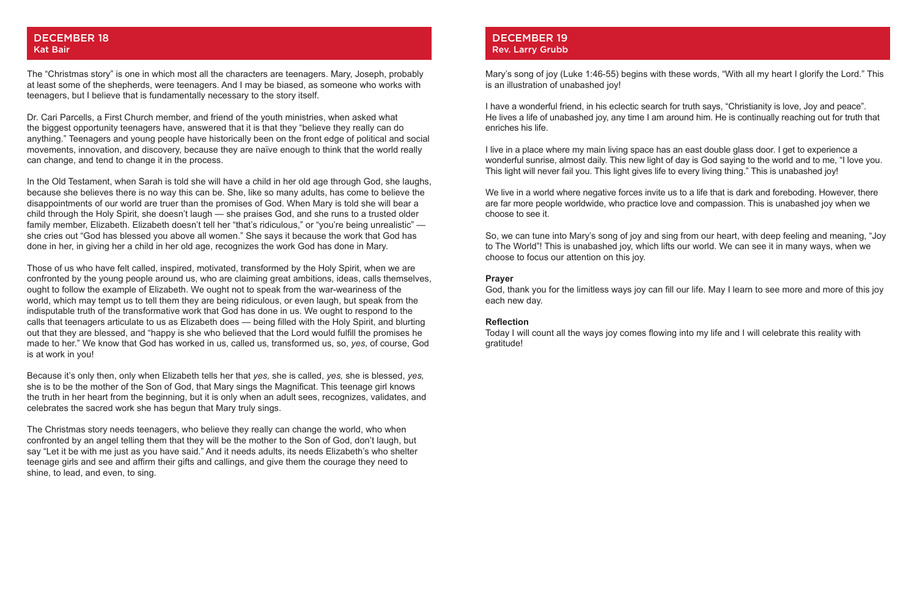## DECEMBER 18
### Kat Bair

The "Christmas story" is one in which most all the characters are teenagers. Mary, Joseph, probably at least some of the shepherds, were teenagers. And I may be biased, as someone who works with teenagers, but I believe that is fundamentally necessary to the story itself.

Dr. Cari Parcells, a First Church member, and friend of the youth ministries, when asked what the biggest opportunity teenagers have, answered that it is that they "believe they really can do anything." Teenagers and young people have historically been on the front edge of political and social movements, innovation, and discovery, because they are naïve enough to think that the world really can change, and tend to change it in the process.

In the Old Testament, when Sarah is told she will have a child in her old age through God, she laughs, because she believes there is no way this can be. She, like so many adults, has come to believe the disappointments of our world are truer than the promises of God. When Mary is told she will bear a child through the Holy Spirit, she doesn't laugh — she praises God, and she runs to a trusted older family member, Elizabeth. Elizabeth doesn't tell her "that's ridiculous," or "you're being unrealistic" — she cries out "God has blessed you above all women." She says it because the work that God has done in her, in giving her a child in her old age, recognizes the work God has done in Mary.

Those of us who have felt called, inspired, motivated, transformed by the Holy Spirit, when we are confronted by the young people around us, who are claiming great ambitions, ideas, calls themselves, ought to follow the example of Elizabeth. We ought not to speak from the war-weariness of the world, which may tempt us to tell them they are being ridiculous, or even laugh, but speak from the indisputable truth of the transformative work that God has done in us. We ought to respond to the calls that teenagers articulate to us as Elizabeth does — being filled with the Holy Spirit, and blurting out that they are blessed, and "happy is she who believed that the Lord would fulfill the promises he made to her." We know that God has worked in us, called us, transformed us, so, *yes*, of course, God is at work in you!

Because it's only then, only when Elizabeth tells her that *yes,* she is called, *yes,* she is blessed, *yes,* she is to be the mother of the Son of God, that Mary sings the Magnificat. This teenage girl knows the truth in her heart from the beginning, but it is only when an adult sees, recognizes, validates, and celebrates the sacred work she has begun that Mary truly sings.

The Christmas story needs teenagers, who believe they really can change the world, who when confronted by an angel telling them that they will be the mother to the Son of God, don't laugh, but say "Let it be with me just as you have said." And it needs adults, its needs Elizabeth's who shelter teenage girls and see and affirm their gifts and callings, and give them the courage they need to shine, to lead, and even, to sing.

## DECEMBER 19
### Rev. Larry Grubb

Mary's song of joy (Luke 1:46-55) begins with these words, "With all my heart I glorify the Lord." This is an illustration of unabashed joy!

I have a wonderful friend, in his eclectic search for truth says, "Christianity is love, Joy and peace". He lives a life of unabashed joy, any time I am around him. He is continually reaching out for truth that enriches his life.

I live in a place where my main living space has an east double glass door. I get to experience a wonderful sunrise, almost daily. This new light of day is God saying to the world and to me, "I love you. This light will never fail you. This light gives life to every living thing." This is unabashed joy!

We live in a world where negative forces invite us to a life that is dark and foreboding. However, there are far more people worldwide, who practice love and compassion. This is unabashed joy when we choose to see it.

So, we can tune into Mary's song of joy and sing from our heart, with deep feeling and meaning, "Joy to The World"! This is unabashed joy, which lifts our world. We can see it in many ways, when we choose to focus our attention on this joy.

**Prayer**

God, thank you for the limitless ways joy can fill our life. May I learn to see more and more of this joy each new day.

**Reflection**

Today I will count all the ways joy comes flowing into my life and I will celebrate this reality with gratitude!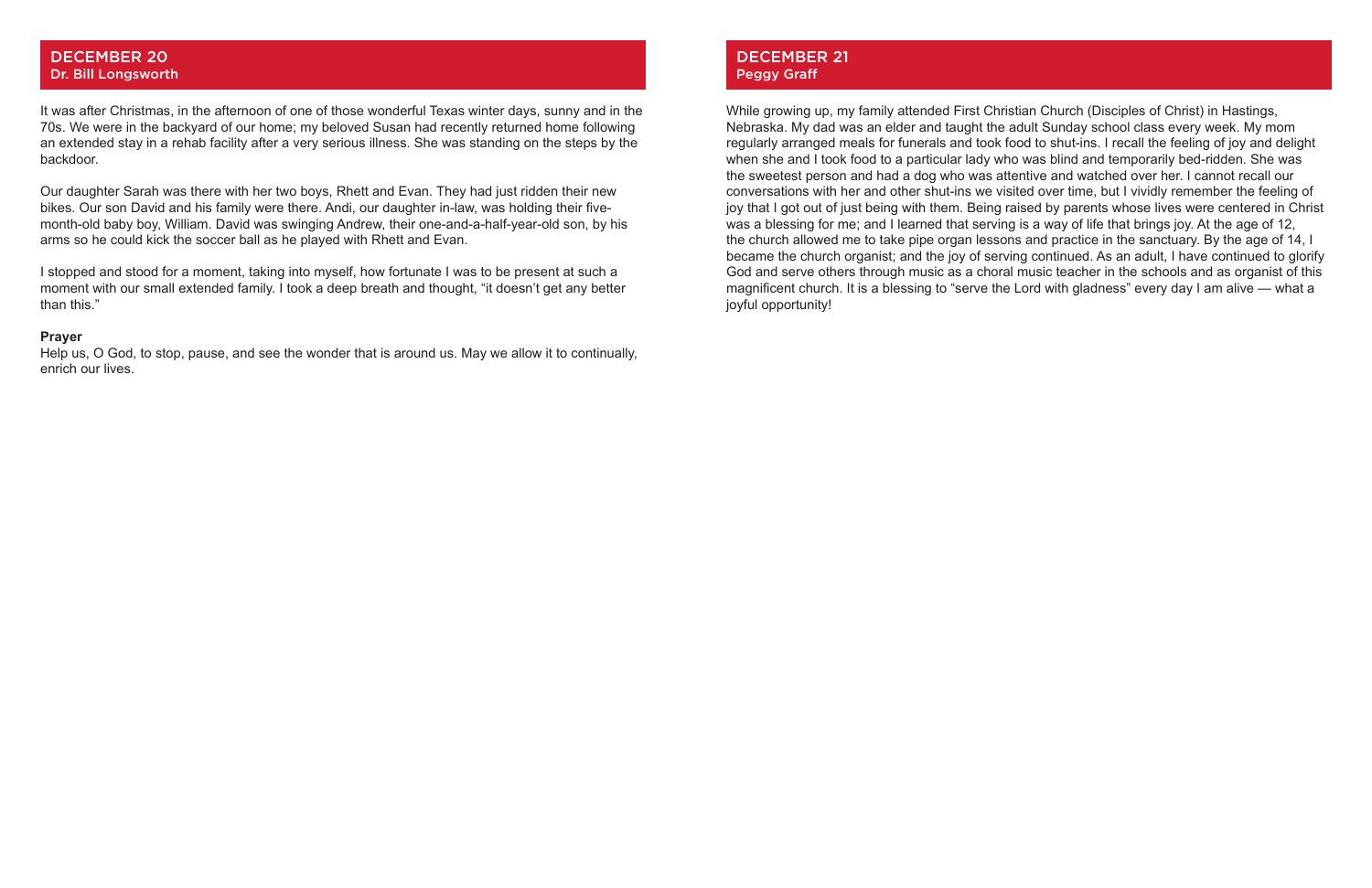## DECEMBER 20
### Dr. Bill Longsworth

It was after Christmas, in the afternoon of one of those wonderful Texas winter days, sunny and in the 70s. We were in the backyard of our home; my beloved Susan had recently returned home following an extended stay in a rehab facility after a very serious illness. She was standing on the steps by the backdoor.

Our daughter Sarah was there with her two boys, Rhett and Evan. They had just ridden their new bikes. Our son David and his family were there. Andi, our daughter in-law, was holding their five-month-old baby boy, William. David was swinging Andrew, their one-and-a-half-year-old son, by his arms so he could kick the soccer ball as he played with Rhett and Evan.

I stopped and stood for a moment, taking into myself, how fortunate I was to be present at such a moment with our small extended family. I took a deep breath and thought, "it doesn't get any better than this."

**Prayer**
Help us, O God, to stop, pause, and see the wonder that is around us. May we allow it to continually, enrich our lives.

## DECEMBER 21
### Peggy Graff

While growing up, my family attended First Christian Church (Disciples of Christ) in Hastings, Nebraska. My dad was an elder and taught the adult Sunday school class every week. My mom regularly arranged meals for funerals and took food to shut-ins. I recall the feeling of joy and delight when she and I took food to a particular lady who was blind and temporarily bed-ridden. She was the sweetest person and had a dog who was attentive and watched over her. I cannot recall our conversations with her and other shut-ins we visited over time, but I vividly remember the feeling of joy that I got out of just being with them. Being raised by parents whose lives were centered in Christ was a blessing for me; and I learned that serving is a way of life that brings joy. At the age of 12, the church allowed me to take pipe organ lessons and practice in the sanctuary. By the age of 14, I became the church organist; and the joy of serving continued. As an adult, I have continued to glorify God and serve others through music as a choral music teacher in the schools and as organist of this magnificent church. It is a blessing to "serve the Lord with gladness" every day I am alive — what a joyful opportunity!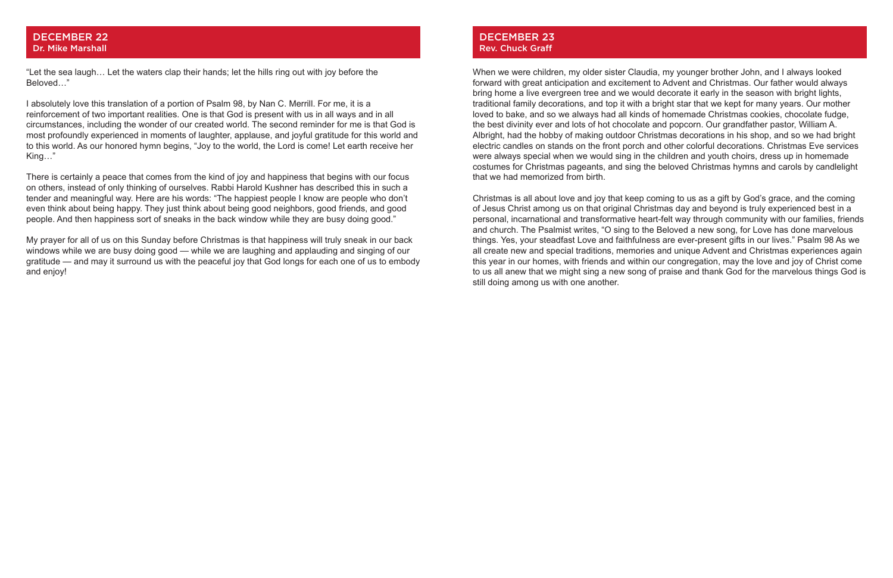## DECEMBER 22
### Dr. Mike Marshall

"Let the sea laugh… Let the waters clap their hands; let the hills ring out with joy before the Beloved…"

I absolutely love this translation of a portion of Psalm 98, by Nan C. Merrill. For me, it is a reinforcement of two important realities. One is that God is present with us in all ways and in all circumstances, including the wonder of our created world. The second reminder for me is that God is most profoundly experienced in moments of laughter, applause, and joyful gratitude for this world and to this world. As our honored hymn begins, "Joy to the world, the Lord is come! Let earth receive her King…"

There is certainly a peace that comes from the kind of joy and happiness that begins with our focus on others, instead of only thinking of ourselves. Rabbi Harold Kushner has described this in such a tender and meaningful way. Here are his words: "The happiest people I know are people who don't even think about being happy. They just think about being good neighbors, good friends, and good people. And then happiness sort of sneaks in the back window while they are busy doing good."

My prayer for all of us on this Sunday before Christmas is that happiness will truly sneak in our back windows while we are busy doing good — while we are laughing and applauding and singing of our gratitude — and may it surround us with the peaceful joy that God longs for each one of us to embody and enjoy!

## DECEMBER 23
### Rev. Chuck Graff

When we were children, my older sister Claudia, my younger brother John, and I always looked forward with great anticipation and excitement to Advent and Christmas. Our father would always bring home a live evergreen tree and we would decorate it early in the season with bright lights, traditional family decorations, and top it with a bright star that we kept for many years. Our mother loved to bake, and so we always had all kinds of homemade Christmas cookies, chocolate fudge, the best divinity ever and lots of hot chocolate and popcorn. Our grandfather pastor, William A. Albright, had the hobby of making outdoor Christmas decorations in his shop, and so we had bright electric candles on stands on the front porch and other colorful decorations. Christmas Eve services were always special when we would sing in the children and youth choirs, dress up in homemade costumes for Christmas pageants, and sing the beloved Christmas hymns and carols by candlelight that we had memorized from birth.

Christmas is all about love and joy that keep coming to us as a gift by God's grace, and the coming of Jesus Christ among us on that original Christmas day and beyond is truly experienced best in a personal, incarnational and transformative heart-felt way through community with our families, friends and church. The Psalmist writes, "O sing to the Beloved a new song, for Love has done marvelous things. Yes, your steadfast Love and faithfulness are ever-present gifts in our lives." Psalm 98 As we all create new and special traditions, memories and unique Advent and Christmas experiences again this year in our homes, with friends and within our congregation, may the love and joy of Christ come to us all anew that we might sing a new song of praise and thank God for the marvelous things God is still doing among us with one another.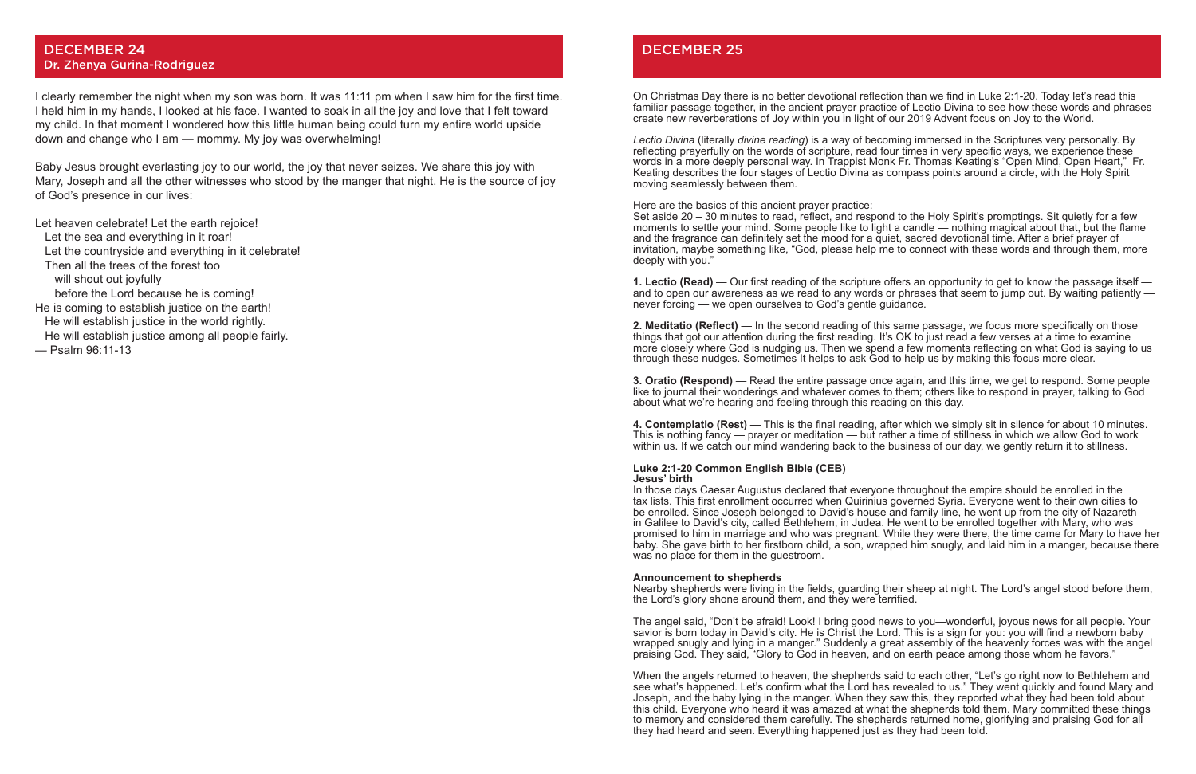## DECEMBER 24
### Dr. Zhenya Gurina-Rodriguez

I clearly remember the night when my son was born. It was 11:11 pm when I saw him for the first time. I held him in my hands, I looked at his face. I wanted to soak in all the joy and love that I felt toward my child. In that moment I wondered how this little human being could turn my entire world upside down and change who I am — mommy. My joy was overwhelming!

Baby Jesus brought everlasting joy to our world, the joy that never seizes. We share this joy with Mary, Joseph and all the other witnesses who stood by the manger that night. He is the source of joy of God's presence in our lives:

Let heaven celebrate! Let the earth rejoice!
  Let the sea and everything in it roar!
  Let the countryside and everything in it celebrate!
  Then all the trees of the forest too
    will shout out joyfully
    before the Lord because he is coming!
He is coming to establish justice on the earth!
  He will establish justice in the world rightly.
  He will establish justice among all people fairly.
— Psalm 96:11-13

## DECEMBER 25

On Christmas Day there is no better devotional reflection than we find in Luke 2:1-20. Today let's read this familiar passage together, in the ancient prayer practice of Lectio Divina to see how these words and phrases create new reverberations of Joy within you in light of our 2019 Advent focus on Joy to the World.

*Lectio Divina* (literally *divine reading*) is a way of becoming immersed in the Scriptures very personally. By reflecting prayerfully on the words of scripture, read four times in very specific ways, we experience these words in a more deeply personal way. In Trappist Monk Fr. Thomas Keating's "Open Mind, Open Heart," Fr. Keating describes the four stages of Lectio Divina as compass points around a circle, with the Holy Spirit moving seamlessly between them.

Here are the basics of this ancient prayer practice:
Set aside 20 – 30 minutes to read, reflect, and respond to the Holy Spirit's promptings. Sit quietly for a few moments to settle your mind. Some people like to light a candle — nothing magical about that, but the flame and the fragrance can definitely set the mood for a quiet, sacred devotional time. After a brief prayer of invitation, maybe something like, "God, please help me to connect with these words and through them, more deeply with you."

**1. Lectio (Read)** — Our first reading of the scripture offers an opportunity to get to know the passage itself — and to open our awareness as we read to any words or phrases that seem to jump out. By waiting patiently — never forcing — we open ourselves to God's gentle guidance.

**2. Meditatio (Reflect)** — In the second reading of this same passage, we focus more specifically on those things that got our attention during the first reading. It's OK to just read a few verses at a time to examine more closely where God is nudging us. Then we spend a few moments reflecting on what God is saying to us through these nudges. Sometimes It helps to ask God to help us by making this focus more clear.

**3. Oratio (Respond)** — Read the entire passage once again, and this time, we get to respond. Some people like to journal their wonderings and whatever comes to them; others like to respond in prayer, talking to God about what we're hearing and feeling through this reading on this day.

**4. Contemplatio (Rest)** — This is the final reading, after which we simply sit in silence for about 10 minutes. This is nothing fancy — prayer or meditation — but rather a time of stillness in which we allow God to work within us. If we catch our mind wandering back to the business of our day, we gently return it to stillness.

**Luke 2:1-20 Common English Bible (CEB)**
**Jesus' birth**
In those days Caesar Augustus declared that everyone throughout the empire should be enrolled in the tax lists. This first enrollment occurred when Quirinius governed Syria. Everyone went to their own cities to be enrolled. Since Joseph belonged to David's house and family line, he went up from the city of Nazareth in Galilee to David's city, called Bethlehem, in Judea. He went to be enrolled together with Mary, who was promised to him in marriage and who was pregnant. While they were there, the time came for Mary to have her baby. She gave birth to her firstborn child, a son, wrapped him snugly, and laid him in a manger, because there was no place for them in the guestroom.

**Announcement to shepherds**
Nearby shepherds were living in the fields, guarding their sheep at night. The Lord's angel stood before them, the Lord's glory shone around them, and they were terrified.

The angel said, "Don't be afraid! Look! I bring good news to you—wonderful, joyous news for all people. Your savior is born today in David's city. He is Christ the Lord. This is a sign for you: you will find a newborn baby wrapped snugly and lying in a manger." Suddenly a great assembly of the heavenly forces was with the angel praising God. They said, "Glory to God in heaven, and on earth peace among those whom he favors."

When the angels returned to heaven, the shepherds said to each other, "Let's go right now to Bethlehem and see what's happened. Let's confirm what the Lord has revealed to us." They went quickly and found Mary and Joseph, and the baby lying in the manger. When they saw this, they reported what they had been told about this child. Everyone who heard it was amazed at what the shepherds told them. Mary committed these things to memory and considered them carefully. The shepherds returned home, glorifying and praising God for all they had heard and seen. Everything happened just as they had been told.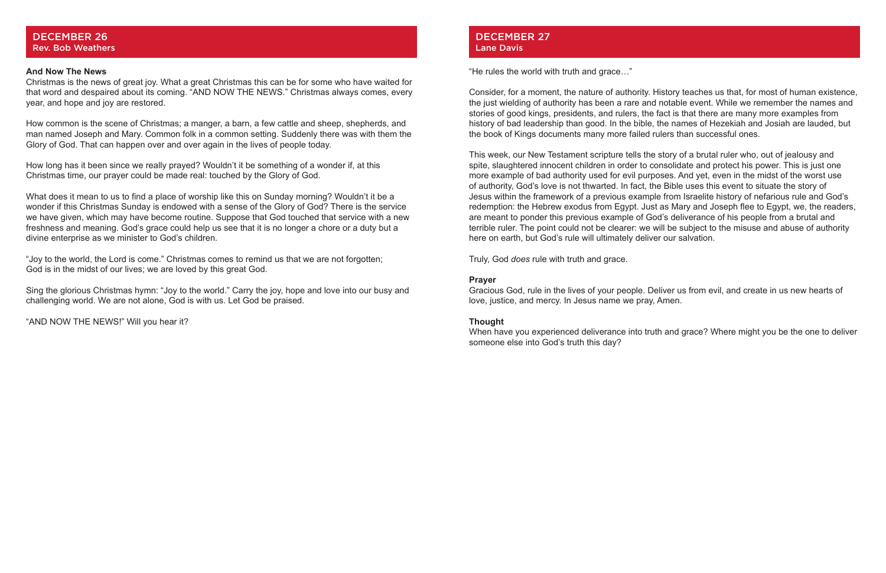## DECEMBER 26
**Rev. Bob Weathers**

**And Now The News**

Christmas is the news of great joy. What a great Christmas this can be for some who have waited for that word and despaired about its coming. "AND NOW THE NEWS." Christmas always comes, every year, and hope and joy are restored.

How common is the scene of Christmas; a manger, a barn, a few cattle and sheep, shepherds, and man named Joseph and Mary. Common folk in a common setting. Suddenly there was with them the Glory of God. That can happen over and over again in the lives of people today.

How long has it been since we really prayed? Wouldn't it be something of a wonder if, at this Christmas time, our prayer could be made real: touched by the Glory of God.

What does it mean to us to find a place of worship like this on Sunday morning? Wouldn't it be a wonder if this Christmas Sunday is endowed with a sense of the Glory of God? There is the service we have given, which may have become routine. Suppose that God touched that service with a new freshness and meaning. God's grace could help us see that it is no longer a chore or a duty but a divine enterprise as we minister to God's children.

"Joy to the world, the Lord is come." Christmas comes to remind us that we are not forgotten; God is in the midst of our lives; we are loved by this great God.

Sing the glorious Christmas hymn: "Joy to the world." Carry the joy, hope and love into our busy and challenging world. We are not alone, God is with us. Let God be praised.

"AND NOW THE NEWS!" Will you hear it?

## DECEMBER 27
**Lane Davis**

"He rules the world with truth and grace…"

Consider, for a moment, the nature of authority. History teaches us that, for most of human existence, the just wielding of authority has been a rare and notable event. While we remember the names and stories of good kings, presidents, and rulers, the fact is that there are many more examples from history of bad leadership than good. In the bible, the names of Hezekiah and Josiah are lauded, but the book of Kings documents many more failed rulers than successful ones.

This week, our New Testament scripture tells the story of a brutal ruler who, out of jealousy and spite, slaughtered innocent children in order to consolidate and protect his power. This is just one more example of bad authority used for evil purposes. And yet, even in the midst of the worst use of authority, God's love is not thwarted. In fact, the Bible uses this event to situate the story of Jesus within the framework of a previous example from Israelite history of nefarious rule and God's redemption: the Hebrew exodus from Egypt. Just as Mary and Joseph flee to Egypt, we, the readers, are meant to ponder this previous example of God's deliverance of his people from a brutal and terrible ruler. The point could not be clearer: we will be subject to the misuse and abuse of authority here on earth, but God's rule will ultimately deliver our salvation.

Truly, God *does* rule with truth and grace.

**Prayer**

Gracious God, rule in the lives of your people. Deliver us from evil, and create in us new hearts of love, justice, and mercy. In Jesus name we pray, Amen.

**Thought**

When have you experienced deliverance into truth and grace? Where might you be the one to deliver someone else into God's truth this day?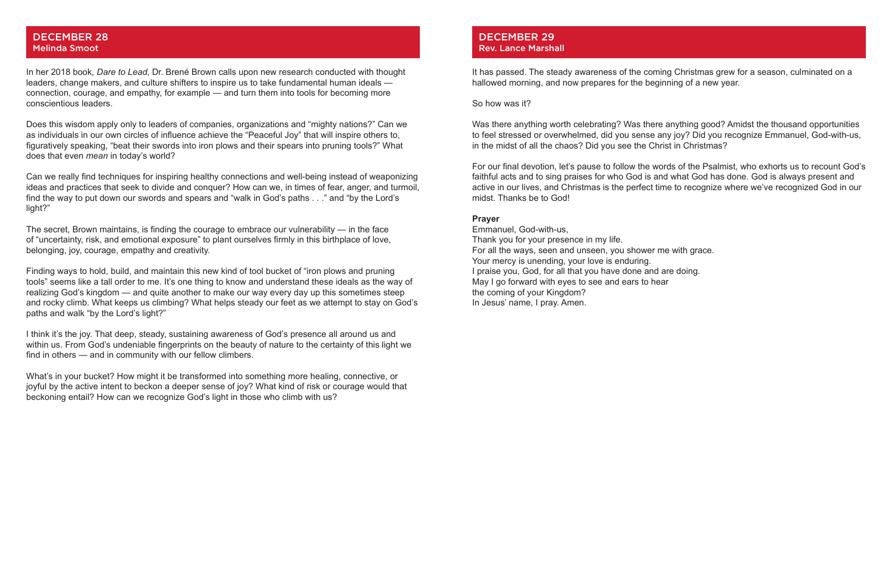## DECEMBER 28
### Melinda Smoot

In her 2018 book, *Dare to Lead*, Dr. Brené Brown calls upon new research conducted with thought leaders, change makers, and culture shifters to inspire us to take fundamental human ideals — connection, courage, and empathy, for example — and turn them into tools for becoming more conscientious leaders.

Does this wisdom apply only to leaders of companies, organizations and "mighty nations?" Can we as individuals in our own circles of influence achieve the "Peaceful Joy" that will inspire others to, figuratively speaking, "beat their swords into iron plows and their spears into pruning tools?" What does that even *mean* in today's world?

Can we really find techniques for inspiring healthy connections and well-being instead of weaponizing ideas and practices that seek to divide and conquer? How can we, in times of fear, anger, and turmoil, find the way to put down our swords and spears and "walk in God's paths . . ." and "by the Lord's light?"

The secret, Brown maintains, is finding the courage to embrace our vulnerability — in the face of "uncertainty, risk, and emotional exposure" to plant ourselves firmly in this birthplace of love, belonging, joy, courage, empathy and creativity.

Finding ways to hold, build, and maintain this new kind of tool bucket of "iron plows and pruning tools" seems like a tall order to me. It's one thing to know and understand these ideals as the way of realizing God's kingdom — and quite another to make our way every day up this sometimes steep and rocky climb. What keeps us climbing? What helps steady our feet as we attempt to stay on God's paths and walk "by the Lord's light?"

I think it's the joy. That deep, steady, sustaining awareness of God's presence all around us and within us. From God's undeniable fingerprints on the beauty of nature to the certainty of this light we find in others — and in community with our fellow climbers.

What's in your bucket? How might it be transformed into something more healing, connective, or joyful by the active intent to beckon a deeper sense of joy? What kind of risk or courage would that beckoning entail? How can we recognize God's light in those who climb with us?

## DECEMBER 29
### Rev. Lance Marshall

It has passed. The steady awareness of the coming Christmas grew for a season, culminated on a hallowed morning, and now prepares for the beginning of a new year.

So how was it?

Was there anything worth celebrating? Was there anything good? Amidst the thousand opportunities to feel stressed or overwhelmed, did you sense any joy? Did you recognize Emmanuel, God-with-us, in the midst of all the chaos? Did you see the Christ in Christmas?

For our final devotion, let's pause to follow the words of the Psalmist, who exhorts us to recount God's faithful acts and to sing praises for who God is and what God has done. God is always present and active in our lives, and Christmas is the perfect time to recognize where we've recognized God in our midst. Thanks be to God!

**Prayer**

Emmanuel, God-with-us,  
Thank you for your presence in my life.  
For all the ways, seen and unseen, you shower me with grace.  
Your mercy is unending, your love is enduring.  
I praise you, God, for all that you have done and are doing.  
May I go forward with eyes to see and ears to hear  
the coming of your Kingdom?  
In Jesus' name, I pray. Amen.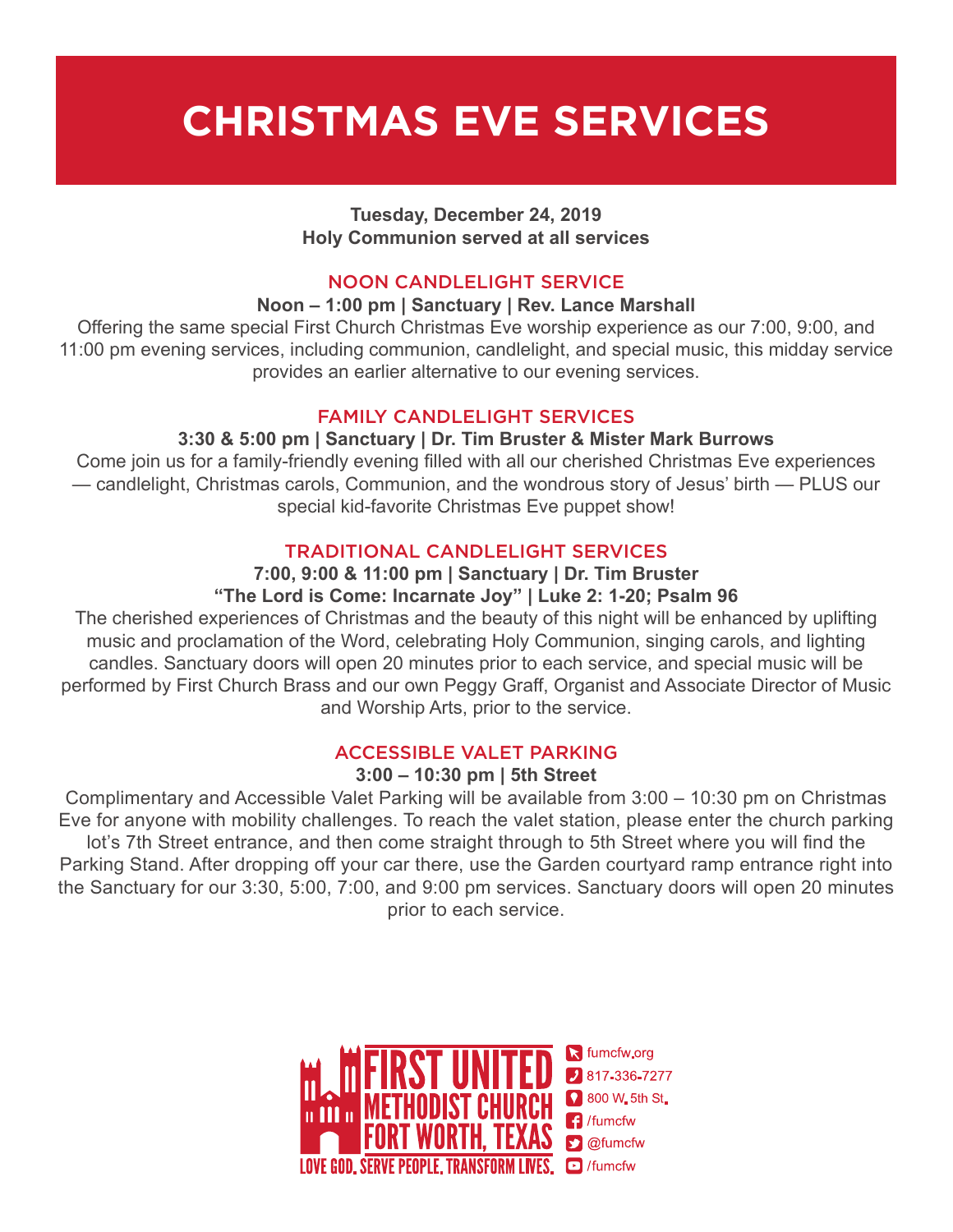# CHRISTMAS EVE SERVICES

**Tuesday, December 24, 2019**
**Holy Communion served at all services**

## NOON CANDLELIGHT SERVICE

**Noon – 1:00 pm | Sanctuary | Rev. Lance Marshall**

Offering the same special First Church Christmas Eve worship experience as our 7:00, 9:00, and 11:00 pm evening services, including communion, candlelight, and special music, this midday service provides an earlier alternative to our evening services.

## FAMILY CANDLELIGHT SERVICES

**3:30 & 5:00 pm | Sanctuary | Dr. Tim Bruster & Mister Mark Burrows**

Come join us for a family-friendly evening filled with all our cherished Christmas Eve experiences — candlelight, Christmas carols, Communion, and the wondrous story of Jesus' birth — PLUS our special kid-favorite Christmas Eve puppet show!

## TRADITIONAL CANDLELIGHT SERVICES

**7:00, 9:00 & 11:00 pm | Sanctuary | Dr. Tim Bruster**
**"The Lord is Come: Incarnate Joy" | Luke 2: 1-20; Psalm 96**

The cherished experiences of Christmas and the beauty of this night will be enhanced by uplifting music and proclamation of the Word, celebrating Holy Communion, singing carols, and lighting candles. Sanctuary doors will open 20 minutes prior to each service, and special music will be performed by First Church Brass and our own Peggy Graff, Organist and Associate Director of Music and Worship Arts, prior to the service.

## ACCESSIBLE VALET PARKING

**3:00 – 10:30 pm | 5th Street**

Complimentary and Accessible Valet Parking will be available from 3:00 – 10:30 pm on Christmas Eve for anyone with mobility challenges. To reach the valet station, please enter the church parking lot's 7th Street entrance, and then come straight through to 5th Street where you will find the Parking Stand. After dropping off your car there, use the Garden courtyard ramp entrance right into the Sanctuary for our 3:30, 5:00, 7:00, and 9:00 pm services. Sanctuary doors will open 20 minutes prior to each service.

FIRST UNITED METHODIST CHURCH FORT WORTH, TEXAS
LOVE GOD. SERVE PEOPLE. TRANSFORM LIVES.

fumcfw.org
817-336-7277
800 W. 5th St.
/fumcfw
@fumcfw
/fumcfw